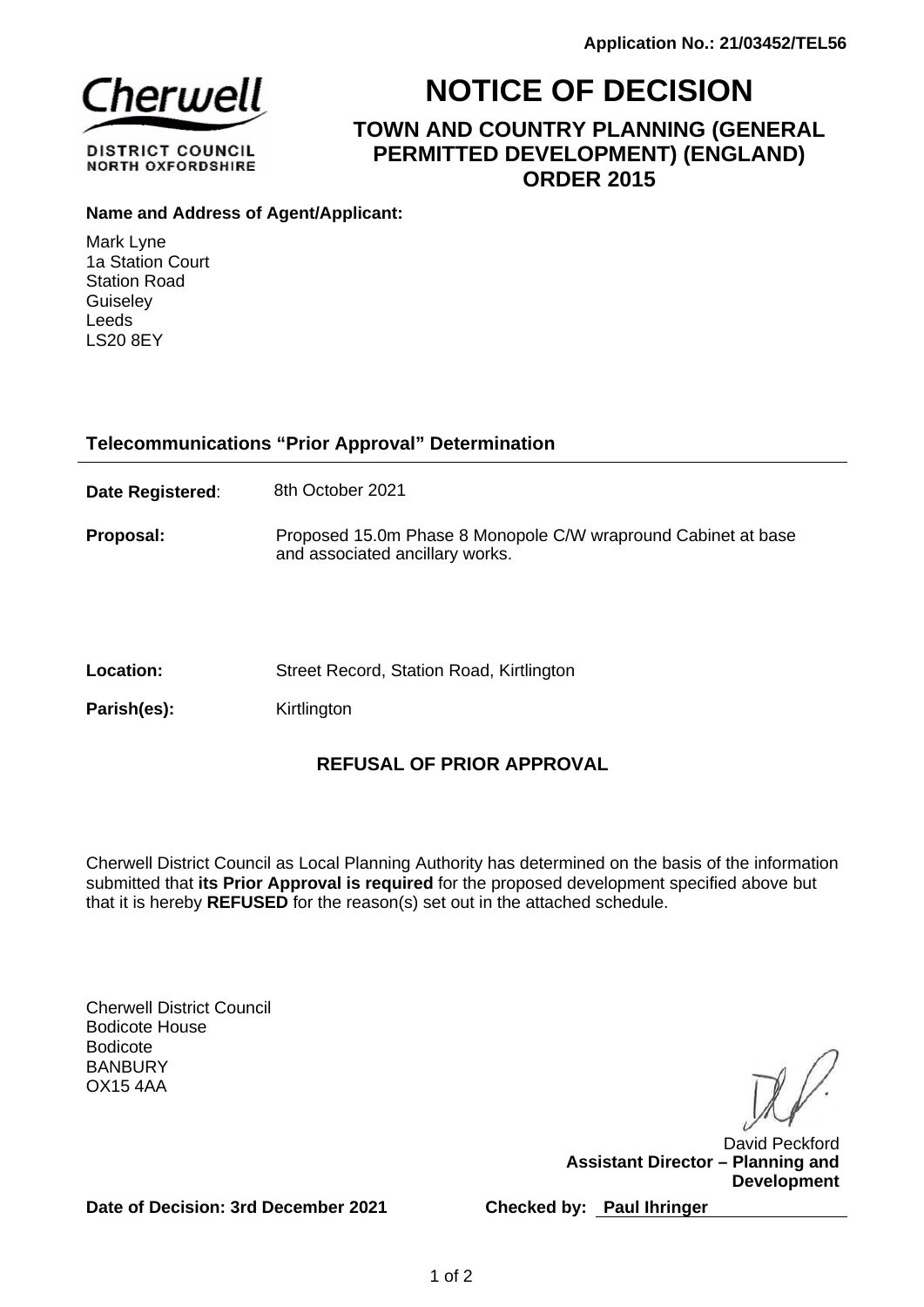**Application No.: 21/03452/TEL56**

Cherwell

DISTRICT COUNCIL
NORTH OXFORDSHIRE

# NOTICE OF DECISION

## TOWN AND COUNTRY PLANNING (GENERAL PERMITTED DEVELOPMENT) (ENGLAND) ORDER 2015

**Name and Address of Agent/Applicant:**

Mark Lyne
1a Station Court
Station Road
Guiseley
Leeds
LS20 8EY

### Telecommunications "Prior Approval" Determination

**Date Registered**: 8th October 2021

**Proposal:** Proposed 15.0m Phase 8 Monopole C/W wrapround Cabinet at base and associated ancillary works.

**Location:** Street Record, Station Road, Kirtlington

**Parish(es):** Kirtlington

### REFUSAL OF PRIOR APPROVAL

Cherwell District Council as Local Planning Authority has determined on the basis of the information submitted that **its Prior Approval is required** for the proposed development specified above but that it is hereby **REFUSED** for the reason(s) set out in the attached schedule.

Cherwell District Council
Bodicote House
Bodicote
BANBURY
OX15 4AA

David Peckford
**Assistant Director – Planning and Development**

**Date of Decision: 3rd December 2021**

**Checked by: Paul Ihringer**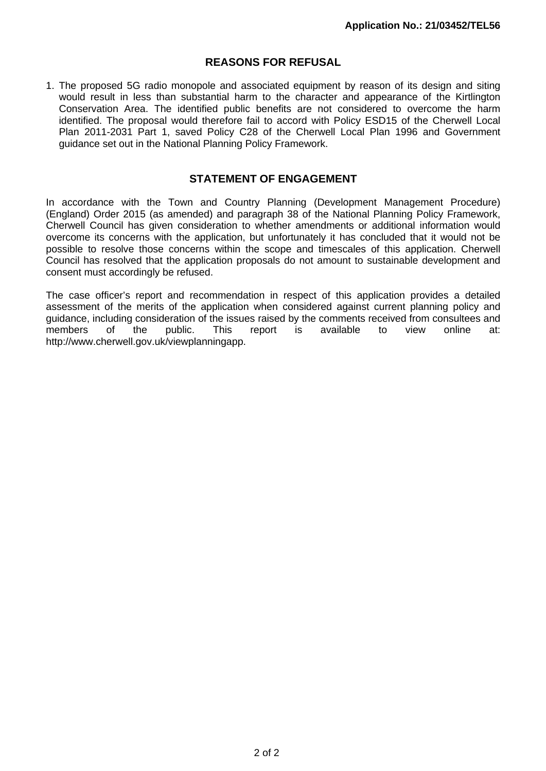**Application No.: 21/03452/TEL56**

## REASONS FOR REFUSAL

1. The proposed 5G radio monopole and associated equipment by reason of its design and siting would result in less than substantial harm to the character and appearance of the Kirtlington Conservation Area. The identified public benefits are not considered to overcome the harm identified. The proposal would therefore fail to accord with Policy ESD15 of the Cherwell Local Plan 2011-2031 Part 1, saved Policy C28 of the Cherwell Local Plan 1996 and Government guidance set out in the National Planning Policy Framework.

## STATEMENT OF ENGAGEMENT

In accordance with the Town and Country Planning (Development Management Procedure) (England) Order 2015 (as amended) and paragraph 38 of the National Planning Policy Framework, Cherwell Council has given consideration to whether amendments or additional information would overcome its concerns with the application, but unfortunately it has concluded that it would not be possible to resolve those concerns within the scope and timescales of this application. Cherwell Council has resolved that the application proposals do not amount to sustainable development and consent must accordingly be refused.

The case officer's report and recommendation in respect of this application provides a detailed assessment of the merits of the application when considered against current planning policy and guidance, including consideration of the issues raised by the comments received from consultees and members of the public. This report is available to view online at: http://www.cherwell.gov.uk/viewplanningapp.